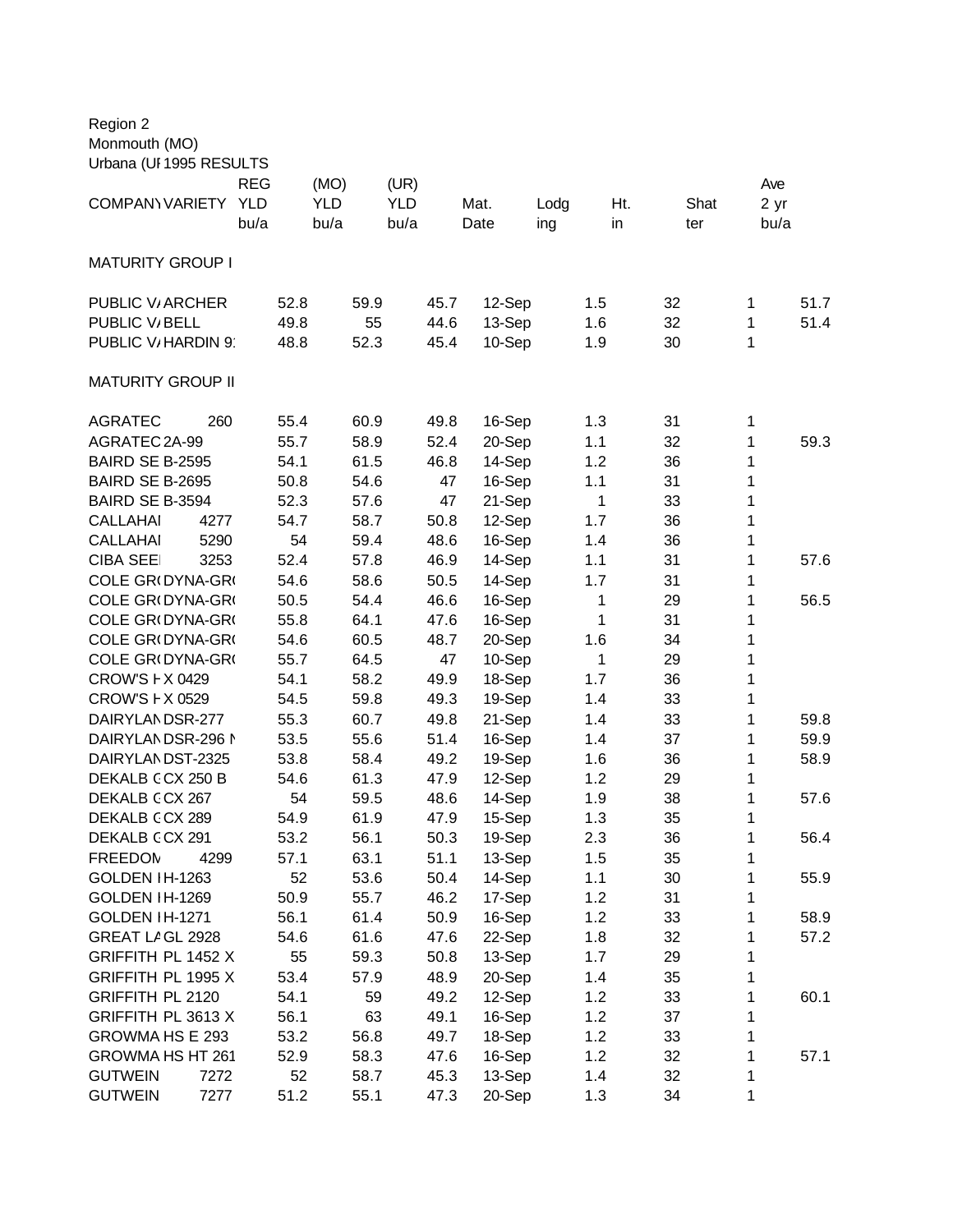Region 2
Monmouth (MO)
Urbana (UI 1995 RESULTS

| COMPANY | VARIETY | REG YLD bu/a | (MO) YLD bu/a | (UR) YLD bu/a | Mat. Date | Lodg ing | Ht. in | Shat ter | Ave 2 yr bu/a |
|---|---|---|---|---|---|---|---|---|---|
| MATURITY GROUP I | | | | | | | | | |
| PUBLIC V/ | ARCHER | 52.8 | 59.9 | 45.7 | 12-Sep | 1.5 | 32 | 1 | 51.7 |
| PUBLIC V/ | BELL | 49.8 | 55 | 44.6 | 13-Sep | 1.6 | 32 | 1 | 51.4 |
| PUBLIC V/ | HARDIN 9 | 48.8 | 52.3 | 45.4 | 10-Sep | 1.9 | 30 | 1 | |
| MATURITY GROUP II | | | | | | | | | |
| AGRATEC | 260 | 55.4 | 60.9 | 49.8 | 16-Sep | 1.3 | 31 | 1 | |
| AGRATEC | 2A-99 | 55.7 | 58.9 | 52.4 | 20-Sep | 1.1 | 32 | 1 | 59.3 |
| BAIRD SE | B-2595 | 54.1 | 61.5 | 46.8 | 14-Sep | 1.2 | 36 | 1 | |
| BAIRD SE | B-2695 | 50.8 | 54.6 | 47 | 16-Sep | 1.1 | 31 | 1 | |
| BAIRD SE | B-3594 | 52.3 | 57.6 | 47 | 21-Sep | 1 | 33 | 1 | |
| CALLAHAI | 4277 | 54.7 | 58.7 | 50.8 | 12-Sep | 1.7 | 36 | 1 | |
| CALLAHAI | 5290 | 54 | 59.4 | 48.6 | 16-Sep | 1.4 | 36 | 1 | |
| CIBA SEE | 3253 | 52.4 | 57.8 | 46.9 | 14-Sep | 1.1 | 31 | 1 | 57.6 |
| COLE GR | DYNA-GR | 54.6 | 58.6 | 50.5 | 14-Sep | 1.7 | 31 | 1 | |
| COLE GR | DYNA-GR | 50.5 | 54.4 | 46.6 | 16-Sep | 1 | 29 | 1 | 56.5 |
| COLE GR | DYNA-GR | 55.8 | 64.1 | 47.6 | 16-Sep | 1 | 31 | 1 | |
| COLE GR | DYNA-GR | 54.6 | 60.5 | 48.7 | 20-Sep | 1.6 | 34 | 1 | |
| COLE GR | DYNA-GR | 55.7 | 64.5 | 47 | 10-Sep | 1 | 29 | 1 | |
| CROW'S H | X 0429 | 54.1 | 58.2 | 49.9 | 18-Sep | 1.7 | 36 | 1 | |
| CROW'S H | X 0529 | 54.5 | 59.8 | 49.3 | 19-Sep | 1.4 | 33 | 1 | |
| DAIRYLAN | DSR-277 | 55.3 | 60.7 | 49.8 | 21-Sep | 1.4 | 33 | 1 | 59.8 |
| DAIRYLAN | DSR-296 N | 53.5 | 55.6 | 51.4 | 16-Sep | 1.4 | 37 | 1 | 59.9 |
| DAIRYLAN | DST-2325 | 53.8 | 58.4 | 49.2 | 19-Sep | 1.6 | 36 | 1 | 58.9 |
| DEKALB C | CX 250 B | 54.6 | 61.3 | 47.9 | 12-Sep | 1.2 | 29 | 1 | |
| DEKALB C | CX 267 | 54 | 59.5 | 48.6 | 14-Sep | 1.9 | 38 | 1 | 57.6 |
| DEKALB C | CX 289 | 54.9 | 61.9 | 47.9 | 15-Sep | 1.3 | 35 | 1 | |
| DEKALB C | CX 291 | 53.2 | 56.1 | 50.3 | 19-Sep | 2.3 | 36 | 1 | 56.4 |
| FREEDOM | 4299 | 57.1 | 63.1 | 51.1 | 13-Sep | 1.5 | 35 | 1 | |
| GOLDEN I | H-1263 | 52 | 53.6 | 50.4 | 14-Sep | 1.1 | 30 | 1 | 55.9 |
| GOLDEN I | H-1269 | 50.9 | 55.7 | 46.2 | 17-Sep | 1.2 | 31 | 1 | |
| GOLDEN I | H-1271 | 56.1 | 61.4 | 50.9 | 16-Sep | 1.2 | 33 | 1 | 58.9 |
| GREAT LA | GL 2928 | 54.6 | 61.6 | 47.6 | 22-Sep | 1.8 | 32 | 1 | 57.2 |
| GRIFFITH | PL 1452 X | 55 | 59.3 | 50.8 | 13-Sep | 1.7 | 29 | 1 | |
| GRIFFITH | PL 1995 X | 53.4 | 57.9 | 48.9 | 20-Sep | 1.4 | 35 | 1 | |
| GRIFFITH | PL 2120 | 54.1 | 59 | 49.2 | 12-Sep | 1.2 | 33 | 1 | 60.1 |
| GRIFFITH | PL 3613 X | 56.1 | 63 | 49.1 | 16-Sep | 1.2 | 37 | 1 | |
| GROWMA | HS E 293 | 53.2 | 56.8 | 49.7 | 18-Sep | 1.2 | 33 | 1 | |
| GROWMA | HS HT 261 | 52.9 | 58.3 | 47.6 | 16-Sep | 1.2 | 32 | 1 | 57.1 |
| GUTWEIN | 7272 | 52 | 58.7 | 45.3 | 13-Sep | 1.4 | 32 | 1 | |
| GUTWEIN | 7277 | 51.2 | 55.1 | 47.3 | 20-Sep | 1.3 | 34 | 1 | |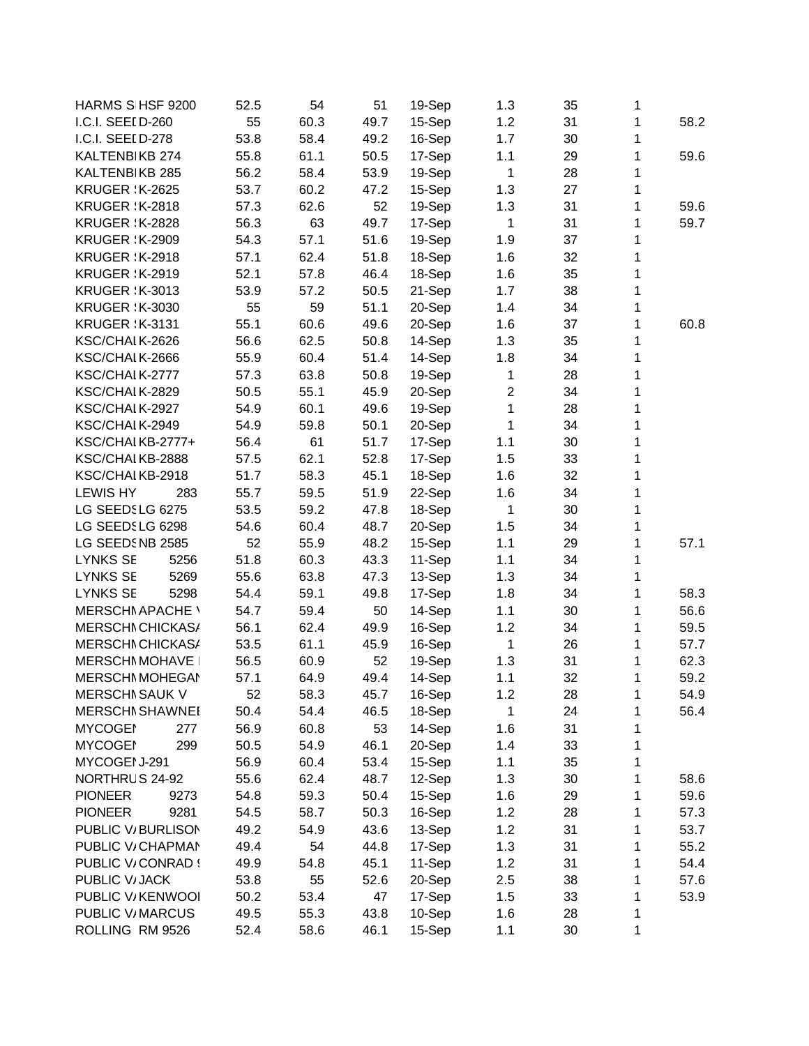| | | | | | | | | | |
|---|---|---|---|---|---|---|---|---|---|
| HARMS S | HSF 9200 | 52.5 | 54 | 51 | 19-Sep | 1.3 | 35 | 1 | |
| I.C.I. SEEI | D-260 | 55 | 60.3 | 49.7 | 15-Sep | 1.2 | 31 | 1 | 58.2 |
| I.C.I. SEEI | D-278 | 53.8 | 58.4 | 49.2 | 16-Sep | 1.7 | 30 | 1 | |
| KALTENBI | KB 274 | 55.8 | 61.1 | 50.5 | 17-Sep | 1.1 | 29 | 1 | 59.6 |
| KALTENBI | KB 285 | 56.2 | 58.4 | 53.9 | 19-Sep | 1 | 28 | 1 | |
| KRUGER ! | K-2625 | 53.7 | 60.2 | 47.2 | 15-Sep | 1.3 | 27 | 1 | |
| KRUGER ! | K-2818 | 57.3 | 62.6 | 52 | 19-Sep | 1.3 | 31 | 1 | 59.6 |
| KRUGER ! | K-2828 | 56.3 | 63 | 49.7 | 17-Sep | 1 | 31 | 1 | 59.7 |
| KRUGER ! | K-2909 | 54.3 | 57.1 | 51.6 | 19-Sep | 1.9 | 37 | 1 | |
| KRUGER ! | K-2918 | 57.1 | 62.4 | 51.8 | 18-Sep | 1.6 | 32 | 1 | |
| KRUGER ! | K-2919 | 52.1 | 57.8 | 46.4 | 18-Sep | 1.6 | 35 | 1 | |
| KRUGER ! | K-3013 | 53.9 | 57.2 | 50.5 | 21-Sep | 1.7 | 38 | 1 | |
| KRUGER ! | K-3030 | 55 | 59 | 51.1 | 20-Sep | 1.4 | 34 | 1 | |
| KRUGER ! | K-3131 | 55.1 | 60.6 | 49.6 | 20-Sep | 1.6 | 37 | 1 | 60.8 |
| KSC/CHAI | K-2626 | 56.6 | 62.5 | 50.8 | 14-Sep | 1.3 | 35 | 1 | |
| KSC/CHAI | K-2666 | 55.9 | 60.4 | 51.4 | 14-Sep | 1.8 | 34 | 1 | |
| KSC/CHAI | K-2777 | 57.3 | 63.8 | 50.8 | 19-Sep | 1 | 28 | 1 | |
| KSC/CHAI | K-2829 | 50.5 | 55.1 | 45.9 | 20-Sep | 2 | 34 | 1 | |
| KSC/CHAI | K-2927 | 54.9 | 60.1 | 49.6 | 19-Sep | 1 | 28 | 1 | |
| KSC/CHAI | K-2949 | 54.9 | 59.8 | 50.1 | 20-Sep | 1 | 34 | 1 | |
| KSC/CHAI | KB-2777+ | 56.4 | 61 | 51.7 | 17-Sep | 1.1 | 30 | 1 | |
| KSC/CHAI | KB-2888 | 57.5 | 62.1 | 52.8 | 17-Sep | 1.5 | 33 | 1 | |
| KSC/CHAI | KB-2918 | 51.7 | 58.3 | 45.1 | 18-Sep | 1.6 | 32 | 1 | |
| LEWIS HY | 283 | 55.7 | 59.5 | 51.9 | 22-Sep | 1.6 | 34 | 1 | |
| LG SEEDS | LG 6275 | 53.5 | 59.2 | 47.8 | 18-Sep | 1 | 30 | 1 | |
| LG SEEDS | LG 6298 | 54.6 | 60.4 | 48.7 | 20-Sep | 1.5 | 34 | 1 | |
| LG SEEDS | NB 2585 | 52 | 55.9 | 48.2 | 15-Sep | 1.1 | 29 | 1 | 57.1 |
| LYNKS SE | 5256 | 51.8 | 60.3 | 43.3 | 11-Sep | 1.1 | 34 | 1 | |
| LYNKS SE | 5269 | 55.6 | 63.8 | 47.3 | 13-Sep | 1.3 | 34 | 1 | |
| LYNKS SE | 5298 | 54.4 | 59.1 | 49.8 | 17-Sep | 1.8 | 34 | 1 | 58.3 |
| MERSCHI | APACHE \ | 54.7 | 59.4 | 50 | 14-Sep | 1.1 | 30 | 1 | 56.6 |
| MERSCHI | CHICKAS/ | 56.1 | 62.4 | 49.9 | 16-Sep | 1.2 | 34 | 1 | 59.5 |
| MERSCHI | CHICKAS/ | 53.5 | 61.1 | 45.9 | 16-Sep | 1 | 26 | 1 | 57.7 |
| MERSCHI | MOHAVE I | 56.5 | 60.9 | 52 | 19-Sep | 1.3 | 31 | 1 | 62.3 |
| MERSCHI | MOHEGAI | 57.1 | 64.9 | 49.4 | 14-Sep | 1.1 | 32 | 1 | 59.2 |
| MERSCHI | SAUK V | 52 | 58.3 | 45.7 | 16-Sep | 1.2 | 28 | 1 | 54.9 |
| MERSCHI | SHAWNEI | 50.4 | 54.4 | 46.5 | 18-Sep | 1 | 24 | 1 | 56.4 |
| MYCOGEI | 277 | 56.9 | 60.8 | 53 | 14-Sep | 1.6 | 31 | 1 | |
| MYCOGEI | 299 | 50.5 | 54.9 | 46.1 | 20-Sep | 1.4 | 33 | 1 | |
| MYCOGEI | J-291 | 56.9 | 60.4 | 53.4 | 15-Sep | 1.1 | 35 | 1 | |
| NORTHRU | S 24-92 | 55.6 | 62.4 | 48.7 | 12-Sep | 1.3 | 30 | 1 | 58.6 |
| PIONEER | 9273 | 54.8 | 59.3 | 50.4 | 15-Sep | 1.6 | 29 | 1 | 59.6 |
| PIONEER | 9281 | 54.5 | 58.7 | 50.3 | 16-Sep | 1.2 | 28 | 1 | 57.3 |
| PUBLIC V/ | BURLISOI | 49.2 | 54.9 | 43.6 | 13-Sep | 1.2 | 31 | 1 | 53.7 |
| PUBLIC V/ | CHAPMAI | 49.4 | 54 | 44.8 | 17-Sep | 1.3 | 31 | 1 | 55.2 |
| PUBLIC V/ | CONRAD ! | 49.9 | 54.8 | 45.1 | 11-Sep | 1.2 | 31 | 1 | 54.4 |
| PUBLIC V/ | JACK | 53.8 | 55 | 52.6 | 20-Sep | 2.5 | 38 | 1 | 57.6 |
| PUBLIC V/ | KENWOOI | 50.2 | 53.4 | 47 | 17-Sep | 1.5 | 33 | 1 | 53.9 |
| PUBLIC V/ | MARCUS | 49.5 | 55.3 | 43.8 | 10-Sep | 1.6 | 28 | 1 | |
| ROLLING | RM 9526 | 52.4 | 58.6 | 46.1 | 15-Sep | 1.1 | 30 | 1 | |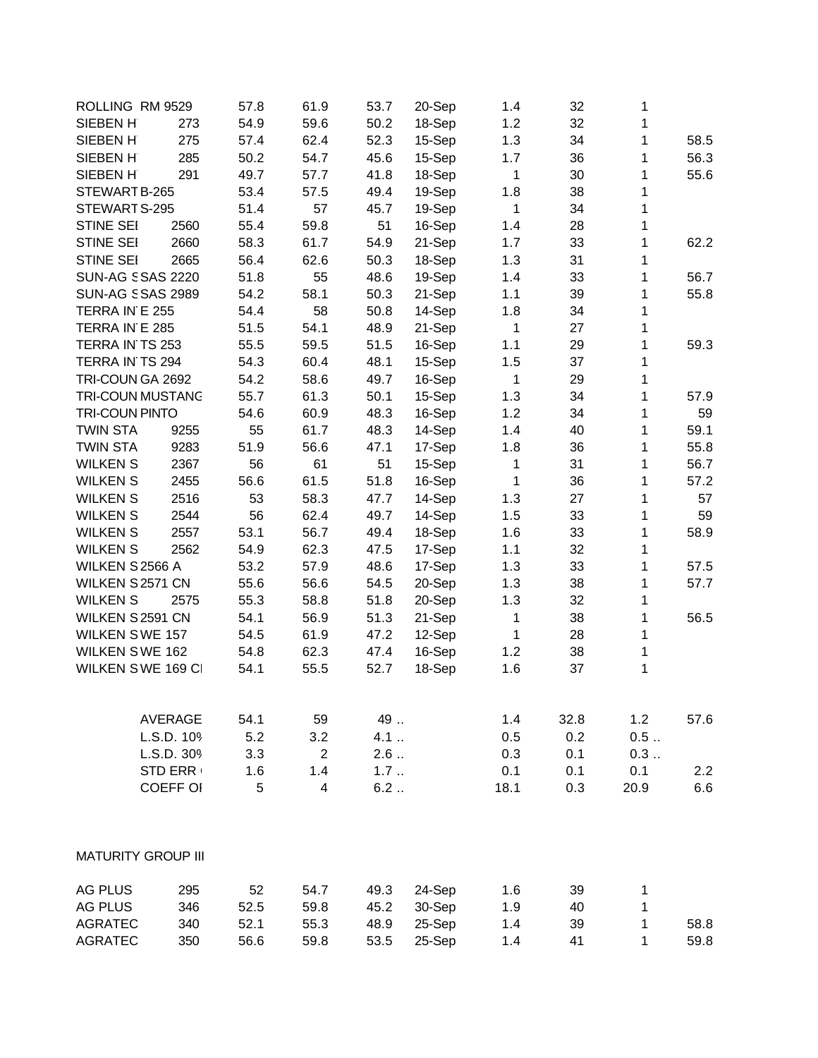| | | | | | | | | | |
|---|---|---|---|---|---|---|---|---|---|
| ROLLING | RM 9529 | 57.8 | 61.9 | 53.7 | 20-Sep | 1.4 | 32 | 1 | |
| SIEBEN H | 273 | 54.9 | 59.6 | 50.2 | 18-Sep | 1.2 | 32 | 1 | |
| SIEBEN H | 275 | 57.4 | 62.4 | 52.3 | 15-Sep | 1.3 | 34 | 1 | 58.5 |
| SIEBEN H | 285 | 50.2 | 54.7 | 45.6 | 15-Sep | 1.7 | 36 | 1 | 56.3 |
| SIEBEN H | 291 | 49.7 | 57.7 | 41.8 | 18-Sep | 1 | 30 | 1 | 55.6 |
| STEWART | B-265 | 53.4 | 57.5 | 49.4 | 19-Sep | 1.8 | 38 | 1 | |
| STEWART | S-295 | 51.4 | 57 | 45.7 | 19-Sep | 1 | 34 | 1 | |
| STINE SEI | 2560 | 55.4 | 59.8 | 51 | 16-Sep | 1.4 | 28 | 1 | |
| STINE SEI | 2660 | 58.3 | 61.7 | 54.9 | 21-Sep | 1.7 | 33 | 1 | 62.2 |
| STINE SEI | 2665 | 56.4 | 62.6 | 50.3 | 18-Sep | 1.3 | 31 | 1 | |
| SUN-AG S | SAS 2220 | 51.8 | 55 | 48.6 | 19-Sep | 1.4 | 33 | 1 | 56.7 |
| SUN-AG S | SAS 2989 | 54.2 | 58.1 | 50.3 | 21-Sep | 1.1 | 39 | 1 | 55.8 |
| TERRA IN | E 255 | 54.4 | 58 | 50.8 | 14-Sep | 1.8 | 34 | 1 | |
| TERRA IN | E 285 | 51.5 | 54.1 | 48.9 | 21-Sep | 1 | 27 | 1 | |
| TERRA IN | TS 253 | 55.5 | 59.5 | 51.5 | 16-Sep | 1.1 | 29 | 1 | 59.3 |
| TERRA IN | TS 294 | 54.3 | 60.4 | 48.1 | 15-Sep | 1.5 | 37 | 1 | |
| TRI-COUN | GA 2692 | 54.2 | 58.6 | 49.7 | 16-Sep | 1 | 29 | 1 | |
| TRI-COUN | MUSTANG | 55.7 | 61.3 | 50.1 | 15-Sep | 1.3 | 34 | 1 | 57.9 |
| TRI-COUN | PINTO | 54.6 | 60.9 | 48.3 | 16-Sep | 1.2 | 34 | 1 | 59 |
| TWIN STA | 9255 | 55 | 61.7 | 48.3 | 14-Sep | 1.4 | 40 | 1 | 59.1 |
| TWIN STA | 9283 | 51.9 | 56.6 | 47.1 | 17-Sep | 1.8 | 36 | 1 | 55.8 |
| WILKEN S | 2367 | 56 | 61 | 51 | 15-Sep | 1 | 31 | 1 | 56.7 |
| WILKEN S | 2455 | 56.6 | 61.5 | 51.8 | 16-Sep | 1 | 36 | 1 | 57.2 |
| WILKEN S | 2516 | 53 | 58.3 | 47.7 | 14-Sep | 1.3 | 27 | 1 | 57 |
| WILKEN S | 2544 | 56 | 62.4 | 49.7 | 14-Sep | 1.5 | 33 | 1 | 59 |
| WILKEN S | 2557 | 53.1 | 56.7 | 49.4 | 18-Sep | 1.6 | 33 | 1 | 58.9 |
| WILKEN S | 2562 | 54.9 | 62.3 | 47.5 | 17-Sep | 1.1 | 32 | 1 | |
| WILKEN S | 2566 A | 53.2 | 57.9 | 48.6 | 17-Sep | 1.3 | 33 | 1 | 57.5 |
| WILKEN S | 2571 CN | 55.6 | 56.6 | 54.5 | 20-Sep | 1.3 | 38 | 1 | 57.7 |
| WILKEN S | 2575 | 55.3 | 58.8 | 51.8 | 20-Sep | 1.3 | 32 | 1 | |
| WILKEN S | 2591 CN | 54.1 | 56.9 | 51.3 | 21-Sep | 1 | 38 | 1 | 56.5 |
| WILKEN S | WE 157 | 54.5 | 61.9 | 47.2 | 12-Sep | 1 | 28 | 1 | |
| WILKEN S | WE 162 | 54.8 | 62.3 | 47.4 | 16-Sep | 1.2 | 38 | 1 | |
| WILKEN S | WE 169 CI | 54.1 | 55.5 | 52.7 | 18-Sep | 1.6 | 37 | 1 | |
| | AVERAGE | 54.1 | 59 | 49 .. | | 1.4 | 32.8 | 1.2 | 57.6 |
| | L.S.D. 10% | 5.2 | 3.2 | 4.1 .. | | 0.5 | 0.2 | 0.5 .. | |
| | L.S.D. 30% | 3.3 | 2 | 2.6 .. | | 0.3 | 0.1 | 0.3 .. | |
| | STD ERR | 1.6 | 1.4 | 1.7 .. | | 0.1 | 0.1 | 0.1 | 2.2 |
| | COEFF OI | 5 | 4 | 6.2 .. | | 18.1 | 0.3 | 20.9 | 6.6 |

MATURITY GROUP III

| | | | | | | | | | |
|---|---|---|---|---|---|---|---|---|---|
| AG PLUS | 295 | 52 | 54.7 | 49.3 | 24-Sep | 1.6 | 39 | 1 | |
| AG PLUS | 346 | 52.5 | 59.8 | 45.2 | 30-Sep | 1.9 | 40 | 1 | |
| AGRATEC | 340 | 52.1 | 55.3 | 48.9 | 25-Sep | 1.4 | 39 | 1 | 58.8 |
| AGRATEC | 350 | 56.6 | 59.8 | 53.5 | 25-Sep | 1.4 | 41 | 1 | 59.8 |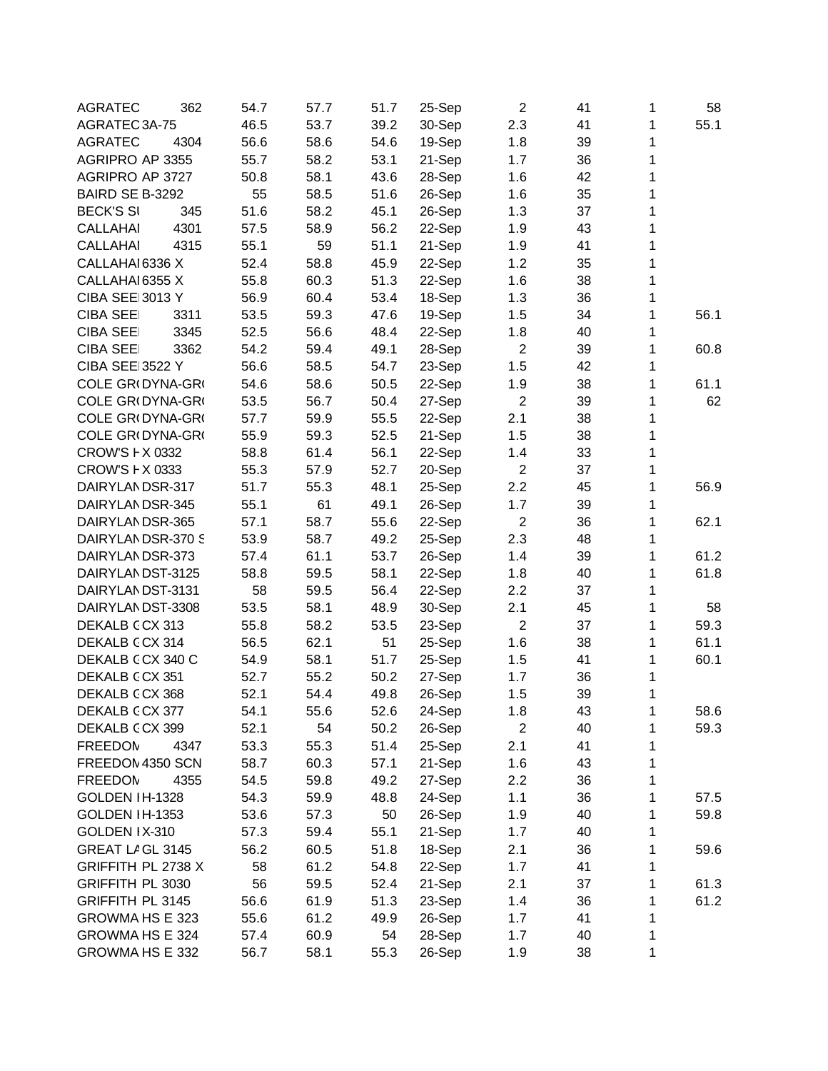| | | | | | | | | | |
|---|---|---|---|---|---|---|---|---|---|
| AGRATEC | 362 | 54.7 | 57.7 | 51.7 | 25-Sep | 2 | 41 | 1 | 58 |
| AGRATEC | 3A-75 | 46.5 | 53.7 | 39.2 | 30-Sep | 2.3 | 41 | 1 | 55.1 |
| AGRATEC | 4304 | 56.6 | 58.6 | 54.6 | 19-Sep | 1.8 | 39 | 1 | |
| AGRIPRO | AP 3355 | 55.7 | 58.2 | 53.1 | 21-Sep | 1.7 | 36 | 1 | |
| AGRIPRO | AP 3727 | 50.8 | 58.1 | 43.6 | 28-Sep | 1.6 | 42 | 1 | |
| BAIRD SE | B-3292 | 55 | 58.5 | 51.6 | 26-Sep | 1.6 | 35 | 1 | |
| BECK'S SI | 345 | 51.6 | 58.2 | 45.1 | 26-Sep | 1.3 | 37 | 1 | |
| CALLAHAI | 4301 | 57.5 | 58.9 | 56.2 | 22-Sep | 1.9 | 43 | 1 | |
| CALLAHAI | 4315 | 55.1 | 59 | 51.1 | 21-Sep | 1.9 | 41 | 1 | |
| CALLAHAI | 6336 X | 52.4 | 58.8 | 45.9 | 22-Sep | 1.2 | 35 | 1 | |
| CALLAHAI | 6355 X | 55.8 | 60.3 | 51.3 | 22-Sep | 1.6 | 38 | 1 | |
| CIBA SEEI | 3013 Y | 56.9 | 60.4 | 53.4 | 18-Sep | 1.3 | 36 | 1 | |
| CIBA SEEI | 3311 | 53.5 | 59.3 | 47.6 | 19-Sep | 1.5 | 34 | 1 | 56.1 |
| CIBA SEEI | 3345 | 52.5 | 56.6 | 48.4 | 22-Sep | 1.8 | 40 | 1 | |
| CIBA SEEI | 3362 | 54.2 | 59.4 | 49.1 | 28-Sep | 2 | 39 | 1 | 60.8 |
| CIBA SEEI | 3522 Y | 56.6 | 58.5 | 54.7 | 23-Sep | 1.5 | 42 | 1 | |
| COLE GR( | DYNA-GR( | 54.6 | 58.6 | 50.5 | 22-Sep | 1.9 | 38 | 1 | 61.1 |
| COLE GR( | DYNA-GR( | 53.5 | 56.7 | 50.4 | 27-Sep | 2 | 39 | 1 | 62 |
| COLE GR( | DYNA-GR( | 57.7 | 59.9 | 55.5 | 22-Sep | 2.1 | 38 | 1 | |
| COLE GR( | DYNA-GR( | 55.9 | 59.3 | 52.5 | 21-Sep | 1.5 | 38 | 1 | |
| CROW'S H | X 0332 | 58.8 | 61.4 | 56.1 | 22-Sep | 1.4 | 33 | 1 | |
| CROW'S H | X 0333 | 55.3 | 57.9 | 52.7 | 20-Sep | 2 | 37 | 1 | |
| DAIRYLAN | DSR-317 | 51.7 | 55.3 | 48.1 | 25-Sep | 2.2 | 45 | 1 | 56.9 |
| DAIRYLAN | DSR-345 | 55.1 | 61 | 49.1 | 26-Sep | 1.7 | 39 | 1 | |
| DAIRYLAN | DSR-365 | 57.1 | 58.7 | 55.6 | 22-Sep | 2 | 36 | 1 | 62.1 |
| DAIRYLAN | DSR-370 S | 53.9 | 58.7 | 49.2 | 25-Sep | 2.3 | 48 | 1 | |
| DAIRYLAN | DSR-373 | 57.4 | 61.1 | 53.7 | 26-Sep | 1.4 | 39 | 1 | 61.2 |
| DAIRYLAN | DST-3125 | 58.8 | 59.5 | 58.1 | 22-Sep | 1.8 | 40 | 1 | 61.8 |
| DAIRYLAN | DST-3131 | 58 | 59.5 | 56.4 | 22-Sep | 2.2 | 37 | 1 | |
| DAIRYLAN | DST-3308 | 53.5 | 58.1 | 48.9 | 30-Sep | 2.1 | 45 | 1 | 58 |
| DEKALB C | CX 313 | 55.8 | 58.2 | 53.5 | 23-Sep | 2 | 37 | 1 | 59.3 |
| DEKALB C | CX 314 | 56.5 | 62.1 | 51 | 25-Sep | 1.6 | 38 | 1 | 61.1 |
| DEKALB C | CX 340 C | 54.9 | 58.1 | 51.7 | 25-Sep | 1.5 | 41 | 1 | 60.1 |
| DEKALB C | CX 351 | 52.7 | 55.2 | 50.2 | 27-Sep | 1.7 | 36 | 1 | |
| DEKALB C | CX 368 | 52.1 | 54.4 | 49.8 | 26-Sep | 1.5 | 39 | 1 | |
| DEKALB C | CX 377 | 54.1 | 55.6 | 52.6 | 24-Sep | 1.8 | 43 | 1 | 58.6 |
| DEKALB C | CX 399 | 52.1 | 54 | 50.2 | 26-Sep | 2 | 40 | 1 | 59.3 |
| FREEDOM | 4347 | 53.3 | 55.3 | 51.4 | 25-Sep | 2.1 | 41 | 1 | |
| FREEDOM | 4350 SCN | 58.7 | 60.3 | 57.1 | 21-Sep | 1.6 | 43 | 1 | |
| FREEDOM | 4355 | 54.5 | 59.8 | 49.2 | 27-Sep | 2.2 | 36 | 1 | |
| GOLDEN I | H-1328 | 54.3 | 59.9 | 48.8 | 24-Sep | 1.1 | 36 | 1 | 57.5 |
| GOLDEN I | H-1353 | 53.6 | 57.3 | 50 | 26-Sep | 1.9 | 40 | 1 | 59.8 |
| GOLDEN I | X-310 | 57.3 | 59.4 | 55.1 | 21-Sep | 1.7 | 40 | 1 | |
| GREAT LA | GL 3145 | 56.2 | 60.5 | 51.8 | 18-Sep | 2.1 | 36 | 1 | 59.6 |
| GRIFFITH | PL 2738 X | 58 | 61.2 | 54.8 | 22-Sep | 1.7 | 41 | 1 | |
| GRIFFITH | PL 3030 | 56 | 59.5 | 52.4 | 21-Sep | 2.1 | 37 | 1 | 61.3 |
| GRIFFITH | PL 3145 | 56.6 | 61.9 | 51.3 | 23-Sep | 1.4 | 36 | 1 | 61.2 |
| GROWMA | HS E 323 | 55.6 | 61.2 | 49.9 | 26-Sep | 1.7 | 41 | 1 | |
| GROWMA | HS E 324 | 57.4 | 60.9 | 54 | 28-Sep | 1.7 | 40 | 1 | |
| GROWMA | HS E 332 | 56.7 | 58.1 | 55.3 | 26-Sep | 1.9 | 38 | 1 | |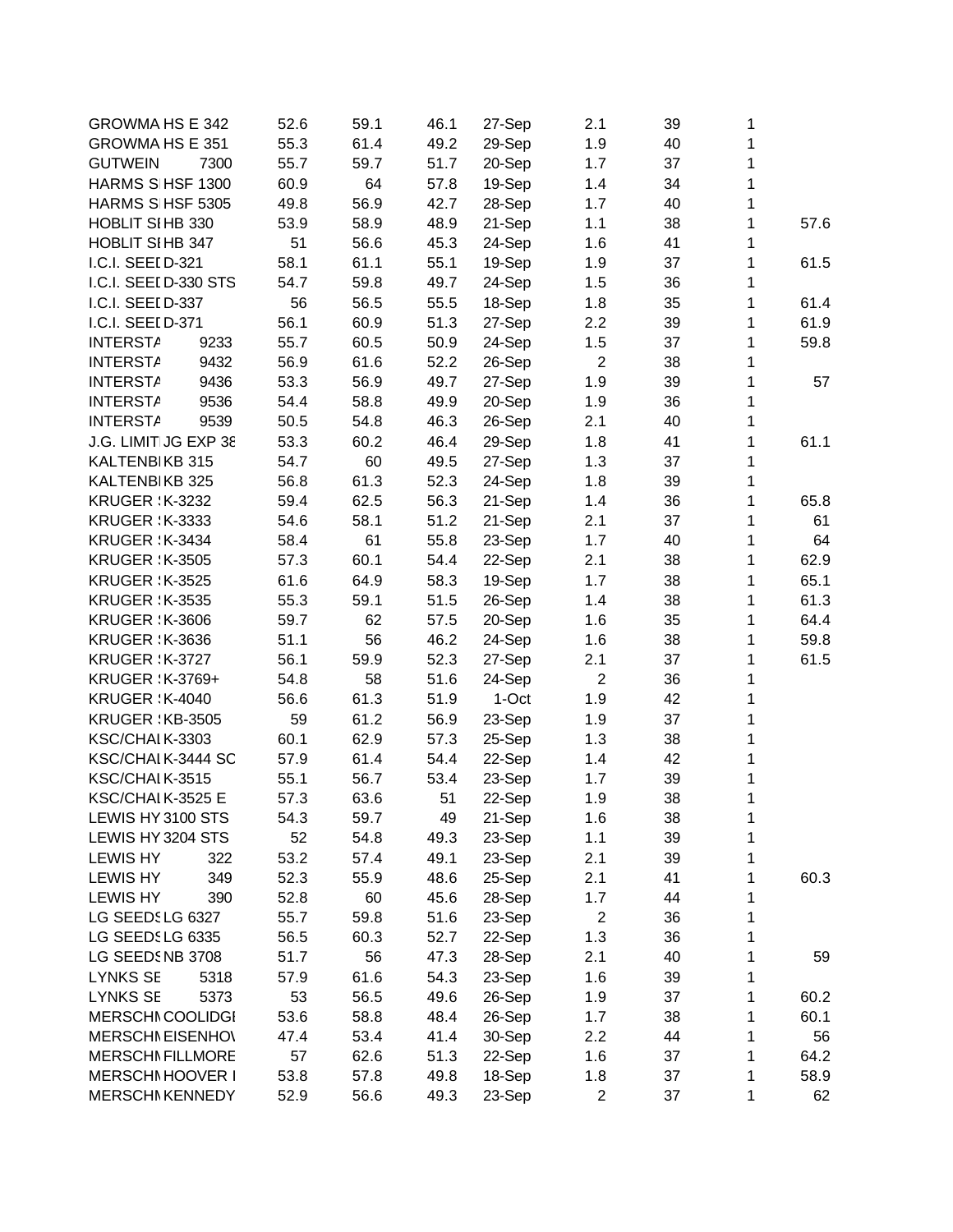| | | | | | | | | | |
|---|---|---|---|---|---|---|---|---|---|
| GROWMA | HS E 342 | 52.6 | 59.1 | 46.1 | 27-Sep | 2.1 | 39 | 1 | |
| GROWMA | HS E 351 | 55.3 | 61.4 | 49.2 | 29-Sep | 1.9 | 40 | 1 | |
| GUTWEIN | 7300 | 55.7 | 59.7 | 51.7 | 20-Sep | 1.7 | 37 | 1 | |
| HARMS S | HSF 1300 | 60.9 | 64 | 57.8 | 19-Sep | 1.4 | 34 | 1 | |
| HARMS S | HSF 5305 | 49.8 | 56.9 | 42.7 | 28-Sep | 1.7 | 40 | 1 | |
| HOBLIT SI | HB 330 | 53.9 | 58.9 | 48.9 | 21-Sep | 1.1 | 38 | 1 | 57.6 |
| HOBLIT SI | HB 347 | 51 | 56.6 | 45.3 | 24-Sep | 1.6 | 41 | 1 | |
| I.C.I. SEEI | D-321 | 58.1 | 61.1 | 55.1 | 19-Sep | 1.9 | 37 | 1 | 61.5 |
| I.C.I. SEEI | D-330 STS | 54.7 | 59.8 | 49.7 | 24-Sep | 1.5 | 36 | 1 | |
| I.C.I. SEEI | D-337 | 56 | 56.5 | 55.5 | 18-Sep | 1.8 | 35 | 1 | 61.4 |
| I.C.I. SEEI | D-371 | 56.1 | 60.9 | 51.3 | 27-Sep | 2.2 | 39 | 1 | 61.9 |
| INTERSTA | 9233 | 55.7 | 60.5 | 50.9 | 24-Sep | 1.5 | 37 | 1 | 59.8 |
| INTERSTA | 9432 | 56.9 | 61.6 | 52.2 | 26-Sep | 2 | 38 | 1 | |
| INTERSTA | 9436 | 53.3 | 56.9 | 49.7 | 27-Sep | 1.9 | 39 | 1 | 57 |
| INTERSTA | 9536 | 54.4 | 58.8 | 49.9 | 20-Sep | 1.9 | 36 | 1 | |
| INTERSTA | 9539 | 50.5 | 54.8 | 46.3 | 26-Sep | 2.1 | 40 | 1 | |
| J.G. LIMIT | JG EXP 38 | 53.3 | 60.2 | 46.4 | 29-Sep | 1.8 | 41 | 1 | 61.1 |
| KALTENBI | KB 315 | 54.7 | 60 | 49.5 | 27-Sep | 1.3 | 37 | 1 | |
| KALTENBI | KB 325 | 56.8 | 61.3 | 52.3 | 24-Sep | 1.8 | 39 | 1 | |
| KRUGER | K-3232 | 59.4 | 62.5 | 56.3 | 21-Sep | 1.4 | 36 | 1 | 65.8 |
| KRUGER | K-3333 | 54.6 | 58.1 | 51.2 | 21-Sep | 2.1 | 37 | 1 | 61 |
| KRUGER | K-3434 | 58.4 | 61 | 55.8 | 23-Sep | 1.7 | 40 | 1 | 64 |
| KRUGER | K-3505 | 57.3 | 60.1 | 54.4 | 22-Sep | 2.1 | 38 | 1 | 62.9 |
| KRUGER | K-3525 | 61.6 | 64.9 | 58.3 | 19-Sep | 1.7 | 38 | 1 | 65.1 |
| KRUGER | K-3535 | 55.3 | 59.1 | 51.5 | 26-Sep | 1.4 | 38 | 1 | 61.3 |
| KRUGER | K-3606 | 59.7 | 62 | 57.5 | 20-Sep | 1.6 | 35 | 1 | 64.4 |
| KRUGER | K-3636 | 51.1 | 56 | 46.2 | 24-Sep | 1.6 | 38 | 1 | 59.8 |
| KRUGER | K-3727 | 56.1 | 59.9 | 52.3 | 27-Sep | 2.1 | 37 | 1 | 61.5 |
| KRUGER | K-3769+ | 54.8 | 58 | 51.6 | 24-Sep | 2 | 36 | 1 | |
| KRUGER | K-4040 | 56.6 | 61.3 | 51.9 | 1-Oct | 1.9 | 42 | 1 | |
| KRUGER | KB-3505 | 59 | 61.2 | 56.9 | 23-Sep | 1.9 | 37 | 1 | |
| KSC/CHAI | K-3303 | 60.1 | 62.9 | 57.3 | 25-Sep | 1.3 | 38 | 1 | |
| KSC/CHAI | K-3444 SC | 57.9 | 61.4 | 54.4 | 22-Sep | 1.4 | 42 | 1 | |
| KSC/CHAI | K-3515 | 55.1 | 56.7 | 53.4 | 23-Sep | 1.7 | 39 | 1 | |
| KSC/CHAI | K-3525 E | 57.3 | 63.6 | 51 | 22-Sep | 1.9 | 38 | 1 | |
| LEWIS HY | 3100 STS | 54.3 | 59.7 | 49 | 21-Sep | 1.6 | 38 | 1 | |
| LEWIS HY | 3204 STS | 52 | 54.8 | 49.3 | 23-Sep | 1.1 | 39 | 1 | |
| LEWIS HY | 322 | 53.2 | 57.4 | 49.1 | 23-Sep | 2.1 | 39 | 1 | |
| LEWIS HY | 349 | 52.3 | 55.9 | 48.6 | 25-Sep | 2.1 | 41 | 1 | 60.3 |
| LEWIS HY | 390 | 52.8 | 60 | 45.6 | 28-Sep | 1.7 | 44 | 1 | |
| LG SEEDS | LG 6327 | 55.7 | 59.8 | 51.6 | 23-Sep | 2 | 36 | 1 | |
| LG SEEDS | LG 6335 | 56.5 | 60.3 | 52.7 | 22-Sep | 1.3 | 36 | 1 | |
| LG SEEDS | NB 3708 | 51.7 | 56 | 47.3 | 28-Sep | 2.1 | 40 | 1 | 59 |
| LYNKS SE | 5318 | 57.9 | 61.6 | 54.3 | 23-Sep | 1.6 | 39 | 1 | |
| LYNKS SE | 5373 | 53 | 56.5 | 49.6 | 26-Sep | 1.9 | 37 | 1 | 60.2 |
| MERSCHM | COOLIDGI | 53.6 | 58.8 | 48.4 | 26-Sep | 1.7 | 38 | 1 | 60.1 |
| MERSCHM | EISENHOV | 47.4 | 53.4 | 41.4 | 30-Sep | 2.2 | 44 | 1 | 56 |
| MERSCHM | FILLMORE | 57 | 62.6 | 51.3 | 22-Sep | 1.6 | 37 | 1 | 64.2 |
| MERSCHM | HOOVER I | 53.8 | 57.8 | 49.8 | 18-Sep | 1.8 | 37 | 1 | 58.9 |
| MERSCHM | KENNEDY | 52.9 | 56.6 | 49.3 | 23-Sep | 2 | 37 | 1 | 62 |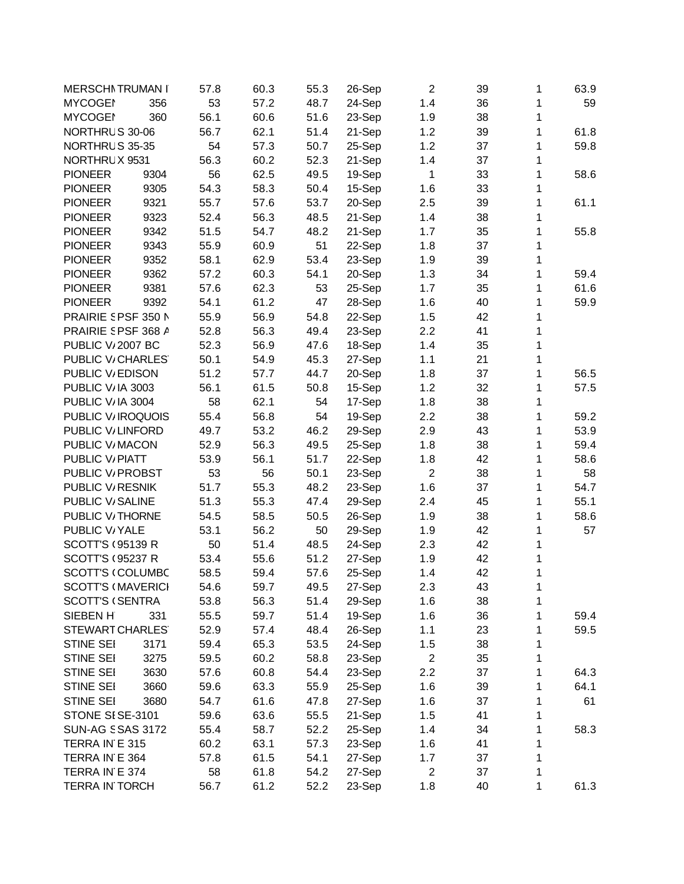| | | | | | | | | | |
|---|---|---|---|---|---|---|---|---|---|
| MERSCHI | TRUMAN I | 57.8 | 60.3 | 55.3 | 26-Sep | 2 | 39 | 1 | 63.9 |
| MYCOGEI | 356 | 53 | 57.2 | 48.7 | 24-Sep | 1.4 | 36 | 1 | 59 |
| MYCOGEI | 360 | 56.1 | 60.6 | 51.6 | 23-Sep | 1.9 | 38 | 1 | |
| NORTHRU | S 30-06 | 56.7 | 62.1 | 51.4 | 21-Sep | 1.2 | 39 | 1 | 61.8 |
| NORTHRU | S 35-35 | 54 | 57.3 | 50.7 | 25-Sep | 1.2 | 37 | 1 | 59.8 |
| NORTHRU | X 9531 | 56.3 | 60.2 | 52.3 | 21-Sep | 1.4 | 37 | 1 | |
| PIONEER | 9304 | 56 | 62.5 | 49.5 | 19-Sep | 1 | 33 | 1 | 58.6 |
| PIONEER | 9305 | 54.3 | 58.3 | 50.4 | 15-Sep | 1.6 | 33 | 1 | |
| PIONEER | 9321 | 55.7 | 57.6 | 53.7 | 20-Sep | 2.5 | 39 | 1 | 61.1 |
| PIONEER | 9323 | 52.4 | 56.3 | 48.5 | 21-Sep | 1.4 | 38 | 1 | |
| PIONEER | 9342 | 51.5 | 54.7 | 48.2 | 21-Sep | 1.7 | 35 | 1 | 55.8 |
| PIONEER | 9343 | 55.9 | 60.9 | 51 | 22-Sep | 1.8 | 37 | 1 | |
| PIONEER | 9352 | 58.1 | 62.9 | 53.4 | 23-Sep | 1.9 | 39 | 1 | |
| PIONEER | 9362 | 57.2 | 60.3 | 54.1 | 20-Sep | 1.3 | 34 | 1 | 59.4 |
| PIONEER | 9381 | 57.6 | 62.3 | 53 | 25-Sep | 1.7 | 35 | 1 | 61.6 |
| PIONEER | 9392 | 54.1 | 61.2 | 47 | 28-Sep | 1.6 | 40 | 1 | 59.9 |
| PRAIRIE S | PSF 350 N | 55.9 | 56.9 | 54.8 | 22-Sep | 1.5 | 42 | 1 | |
| PRAIRIE S | PSF 368 A | 52.8 | 56.3 | 49.4 | 23-Sep | 2.2 | 41 | 1 | |
| PUBLIC V/ | 2007 BC | 52.3 | 56.9 | 47.6 | 18-Sep | 1.4 | 35 | 1 | |
| PUBLIC V/ | CHARLES | 50.1 | 54.9 | 45.3 | 27-Sep | 1.1 | 21 | 1 | |
| PUBLIC V/ | EDISON | 51.2 | 57.7 | 44.7 | 20-Sep | 1.8 | 37 | 1 | 56.5 |
| PUBLIC V/ | IA 3003 | 56.1 | 61.5 | 50.8 | 15-Sep | 1.2 | 32 | 1 | 57.5 |
| PUBLIC V/ | IA 3004 | 58 | 62.1 | 54 | 17-Sep | 1.8 | 38 | 1 | |
| PUBLIC V/ | IROQUOIS | 55.4 | 56.8 | 54 | 19-Sep | 2.2 | 38 | 1 | 59.2 |
| PUBLIC V/ | LINFORD | 49.7 | 53.2 | 46.2 | 29-Sep | 2.9 | 43 | 1 | 53.9 |
| PUBLIC V/ | MACON | 52.9 | 56.3 | 49.5 | 25-Sep | 1.8 | 38 | 1 | 59.4 |
| PUBLIC V/ | PIATT | 53.9 | 56.1 | 51.7 | 22-Sep | 1.8 | 42 | 1 | 58.6 |
| PUBLIC V/ | PROBST | 53 | 56 | 50.1 | 23-Sep | 2 | 38 | 1 | 58 |
| PUBLIC V/ | RESNIK | 51.7 | 55.3 | 48.2 | 23-Sep | 1.6 | 37 | 1 | 54.7 |
| PUBLIC V/ | SALINE | 51.3 | 55.3 | 47.4 | 29-Sep | 2.4 | 45 | 1 | 55.1 |
| PUBLIC V/ | THORNE | 54.5 | 58.5 | 50.5 | 26-Sep | 1.9 | 38 | 1 | 58.6 |
| PUBLIC V/ | YALE | 53.1 | 56.2 | 50 | 29-Sep | 1.9 | 42 | 1 | 57 |
| SCOTT'S ( | 95139 R | 50 | 51.4 | 48.5 | 24-Sep | 2.3 | 42 | 1 | |
| SCOTT'S ( | 95237 R | 53.4 | 55.6 | 51.2 | 27-Sep | 1.9 | 42 | 1 | |
| SCOTT'S ( | COLUMBC | 58.5 | 59.4 | 57.6 | 25-Sep | 1.4 | 42 | 1 | |
| SCOTT'S ( | MAVERICI | 54.6 | 59.7 | 49.5 | 27-Sep | 2.3 | 43 | 1 | |
| SCOTT'S ( | SENTRA | 53.8 | 56.3 | 51.4 | 29-Sep | 1.6 | 38 | 1 | |
| SIEBEN H | 331 | 55.5 | 59.7 | 51.4 | 19-Sep | 1.6 | 36 | 1 | 59.4 |
| STEWART | CHARLES | 52.9 | 57.4 | 48.4 | 26-Sep | 1.1 | 23 | 1 | 59.5 |
| STINE SEI | 3171 | 59.4 | 65.3 | 53.5 | 24-Sep | 1.5 | 38 | 1 | |
| STINE SEI | 3275 | 59.5 | 60.2 | 58.8 | 23-Sep | 2 | 35 | 1 | |
| STINE SEI | 3630 | 57.6 | 60.8 | 54.4 | 23-Sep | 2.2 | 37 | 1 | 64.3 |
| STINE SEI | 3660 | 59.6 | 63.3 | 55.9 | 25-Sep | 1.6 | 39 | 1 | 64.1 |
| STINE SEI | 3680 | 54.7 | 61.6 | 47.8 | 27-Sep | 1.6 | 37 | 1 | 61 |
| STONE SE | SE-3101 | 59.6 | 63.6 | 55.5 | 21-Sep | 1.5 | 41 | 1 | |
| SUN-AG S | SAS 3172 | 55.4 | 58.7 | 52.2 | 25-Sep | 1.4 | 34 | 1 | 58.3 |
| TERRA IN | E 315 | 60.2 | 63.1 | 57.3 | 23-Sep | 1.6 | 41 | 1 | |
| TERRA IN | E 364 | 57.8 | 61.5 | 54.1 | 27-Sep | 1.7 | 37 | 1 | |
| TERRA IN | E 374 | 58 | 61.8 | 54.2 | 27-Sep | 2 | 37 | 1 | |
| TERRA IN | TORCH | 56.7 | 61.2 | 52.2 | 23-Sep | 1.8 | 40 | 1 | 61.3 |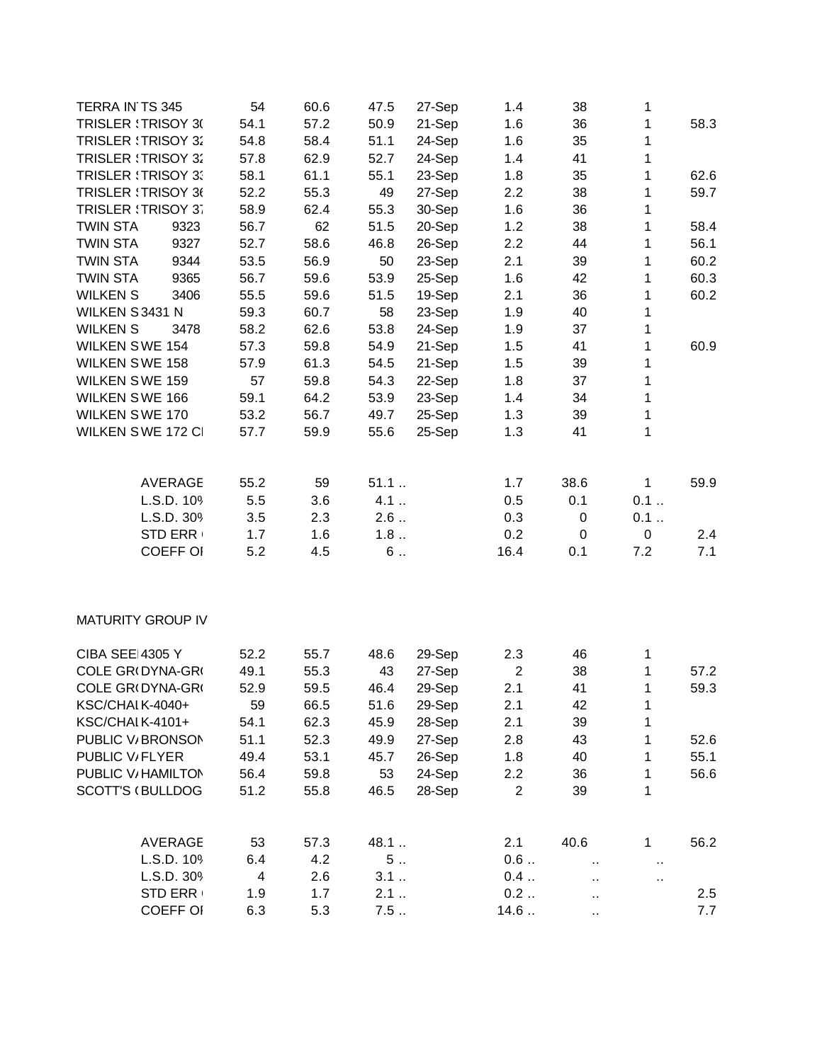| | | | | | | | | | |
|---|---|---|---|---|---|---|---|---|---|
| TERRA IN | TS 345 | 54 | 60.6 | 47.5 | 27-Sep | 1.4 | 38 | 1 | |
| TRISLER | TRISOY 30 | 54.1 | 57.2 | 50.9 | 21-Sep | 1.6 | 36 | 1 | 58.3 |
| TRISLER | TRISOY 32 | 54.8 | 58.4 | 51.1 | 24-Sep | 1.6 | 35 | 1 | |
| TRISLER | TRISOY 32 | 57.8 | 62.9 | 52.7 | 24-Sep | 1.4 | 41 | 1 | |
| TRISLER | TRISOY 33 | 58.1 | 61.1 | 55.1 | 23-Sep | 1.8 | 35 | 1 | 62.6 |
| TRISLER | TRISOY 36 | 52.2 | 55.3 | 49 | 27-Sep | 2.2 | 38 | 1 | 59.7 |
| TRISLER | TRISOY 37 | 58.9 | 62.4 | 55.3 | 30-Sep | 1.6 | 36 | 1 | |
| TWIN STA | 9323 | 56.7 | 62 | 51.5 | 20-Sep | 1.2 | 38 | 1 | 58.4 |
| TWIN STA | 9327 | 52.7 | 58.6 | 46.8 | 26-Sep | 2.2 | 44 | 1 | 56.1 |
| TWIN STA | 9344 | 53.5 | 56.9 | 50 | 23-Sep | 2.1 | 39 | 1 | 60.2 |
| TWIN STA | 9365 | 56.7 | 59.6 | 53.9 | 25-Sep | 1.6 | 42 | 1 | 60.3 |
| WILKEN S | 3406 | 55.5 | 59.6 | 51.5 | 19-Sep | 2.1 | 36 | 1 | 60.2 |
| WILKEN S | 3431 N | 59.3 | 60.7 | 58 | 23-Sep | 1.9 | 40 | 1 | |
| WILKEN S | 3478 | 58.2 | 62.6 | 53.8 | 24-Sep | 1.9 | 37 | 1 | |
| WILKEN S | WE 154 | 57.3 | 59.8 | 54.9 | 21-Sep | 1.5 | 41 | 1 | 60.9 |
| WILKEN S | WE 158 | 57.9 | 61.3 | 54.5 | 21-Sep | 1.5 | 39 | 1 | |
| WILKEN S | WE 159 | 57 | 59.8 | 54.3 | 22-Sep | 1.8 | 37 | 1 | |
| WILKEN S | WE 166 | 59.1 | 64.2 | 53.9 | 23-Sep | 1.4 | 34 | 1 | |
| WILKEN S | WE 170 | 53.2 | 56.7 | 49.7 | 25-Sep | 1.3 | 39 | 1 | |
| WILKEN S | WE 172 CI | 57.7 | 59.9 | 55.6 | 25-Sep | 1.3 | 41 | 1 | |
| | | | | | | | | | |
| | AVERAGE | 55.2 | 59 | 51.1 .. | | 1.7 | 38.6 | 1 | 59.9 |
| | L.S.D. 10% | 5.5 | 3.6 | 4.1 .. | | 0.5 | 0.1 | 0.1 .. | |
| | L.S.D. 30% | 3.5 | 2.3 | 2.6 .. | | 0.3 | 0 | 0.1 .. | |
| | STD ERR | 1.7 | 1.6 | 1.8 .. | | 0.2 | 0 | 0 | 2.4 |
| | COEFF OF | 5.2 | 4.5 | 6 .. | | 16.4 | 0.1 | 7.2 | 7.1 |

MATURITY GROUP IV

| | | | | | | | | | |
|---|---|---|---|---|---|---|---|---|---|
| CIBA SEE | 4305 Y | 52.2 | 55.7 | 48.6 | 29-Sep | 2.3 | 46 | 1 | |
| COLE GR | DYNA-GR | 49.1 | 55.3 | 43 | 27-Sep | 2 | 38 | 1 | 57.2 |
| COLE GR | DYNA-GR | 52.9 | 59.5 | 46.4 | 29-Sep | 2.1 | 41 | 1 | 59.3 |
| KSC/CHAI | K-4040+ | 59 | 66.5 | 51.6 | 29-Sep | 2.1 | 42 | 1 | |
| KSC/CHAI | K-4101+ | 54.1 | 62.3 | 45.9 | 28-Sep | 2.1 | 39 | 1 | |
| PUBLIC V | BRONSON | 51.1 | 52.3 | 49.9 | 27-Sep | 2.8 | 43 | 1 | 52.6 |
| PUBLIC V | FLYER | 49.4 | 53.1 | 45.7 | 26-Sep | 1.8 | 40 | 1 | 55.1 |
| PUBLIC V | HAMILTON | 56.4 | 59.8 | 53 | 24-Sep | 2.2 | 36 | 1 | 56.6 |
| SCOTT'S | BULLDOG | 51.2 | 55.8 | 46.5 | 28-Sep | 2 | 39 | 1 | |
| | | | | | | | | | |
| | AVERAGE | 53 | 57.3 | 48.1 .. | | 2.1 | 40.6 | 1 | 56.2 |
| | L.S.D. 10% | 6.4 | 4.2 | 5 .. | | 0.6 .. | .. | .. | |
| | L.S.D. 30% | 4 | 2.6 | 3.1 .. | | 0.4 .. | .. | .. | |
| | STD ERR | 1.9 | 1.7 | 2.1 .. | | 0.2 .. | .. | | 2.5 |
| | COEFF OF | 6.3 | 5.3 | 7.5 .. | | 14.6 .. | .. | | 7.7 |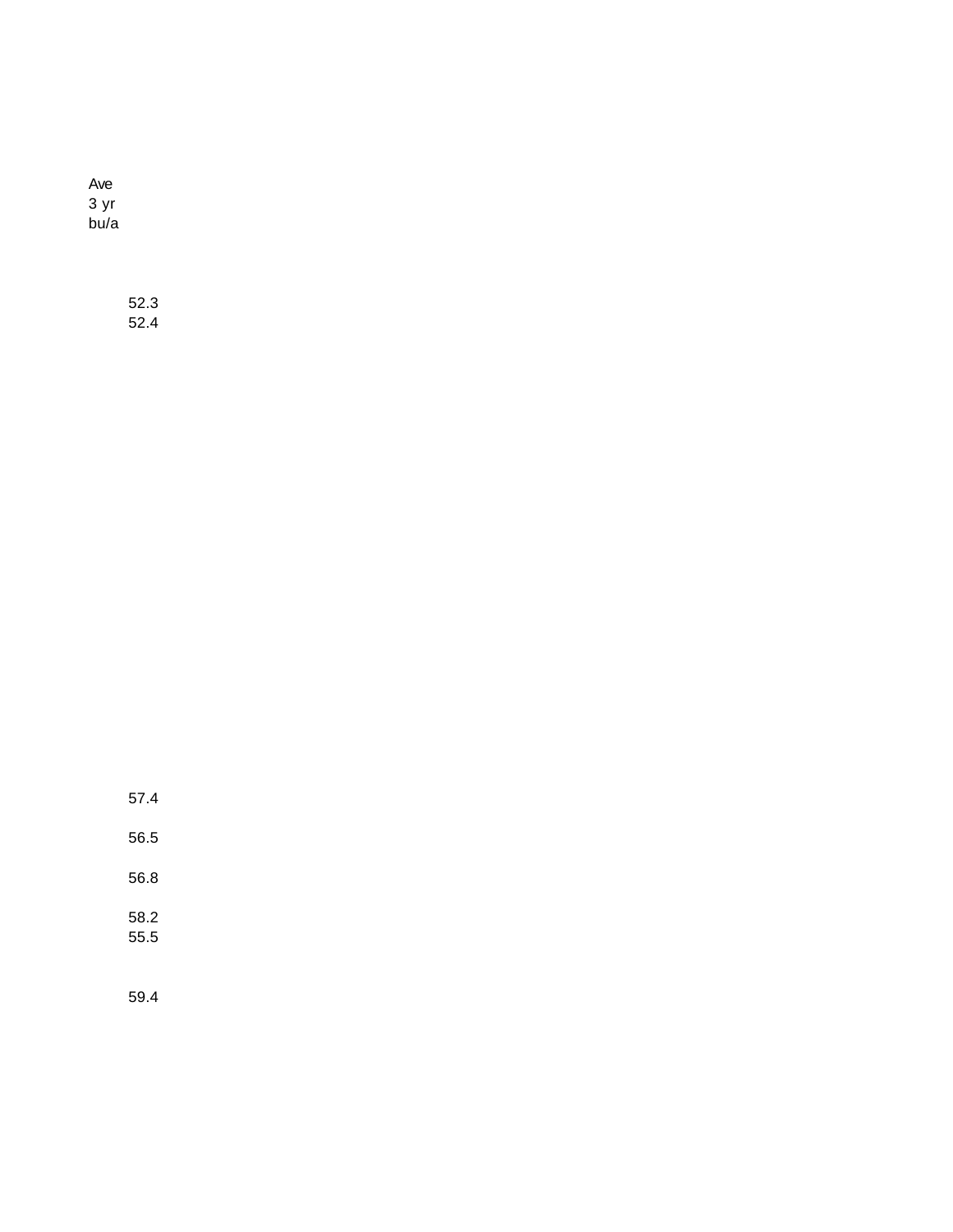| Ave 3 yr bu/a |
| --- |
| 52.3 |
| 52.4 |
| 57.4 |
| 56.5 |
| 56.8 |
| 58.2 |
| 55.5 |
| 59.4 |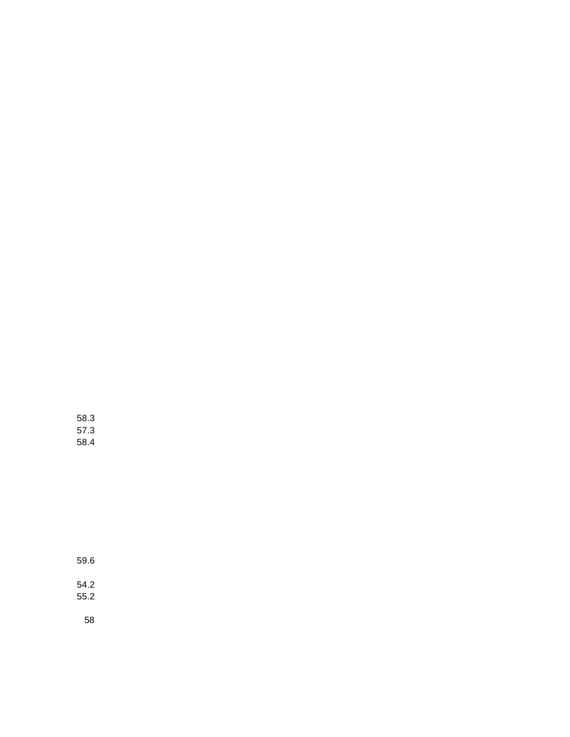58.3
57.3
58.4

59.6

54.2
55.2

58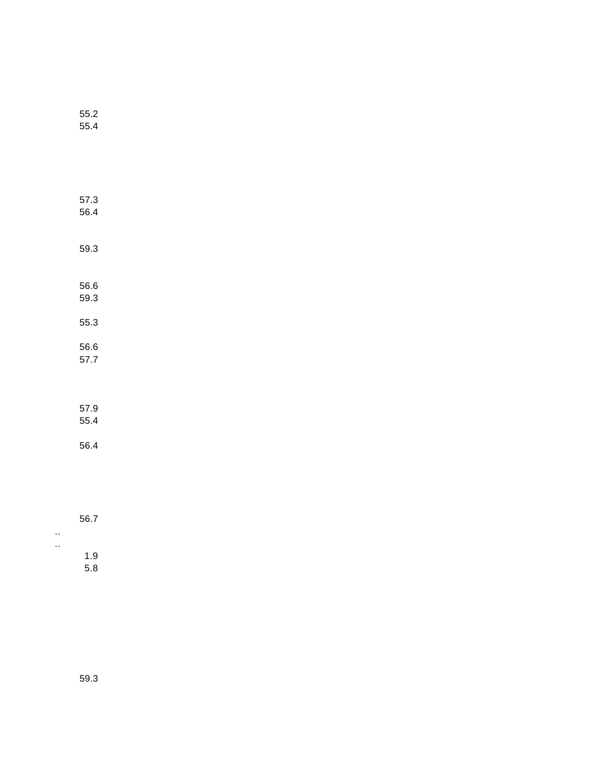55.2
55.4

57.3
56.4

59.3

56.6
59.3

55.3

56.6
57.7

57.9
55.4

56.4

56.7
..
..
1.9
5.8

59.3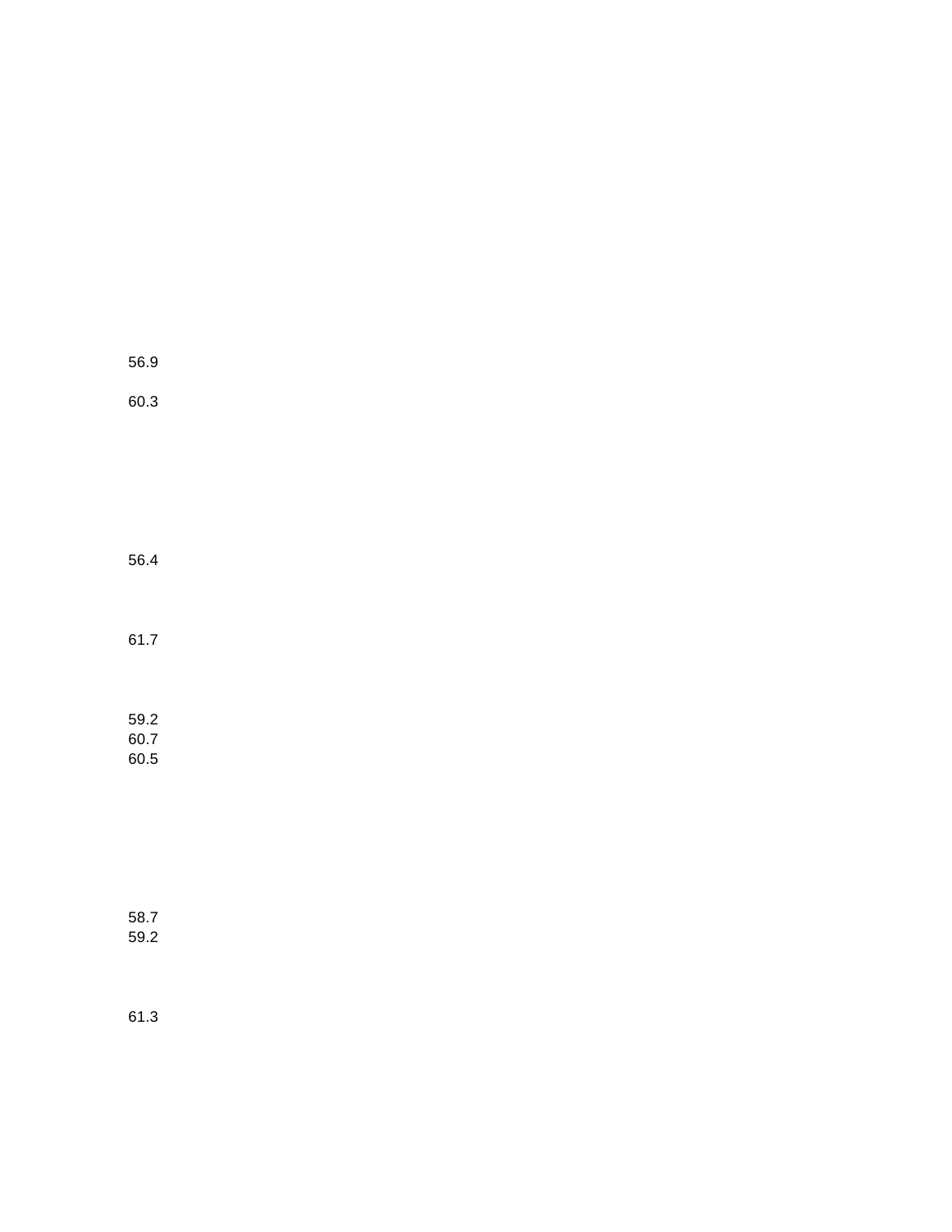56.9

60.3

56.4

61.7

59.2
60.7
60.5

58.7
59.2

61.3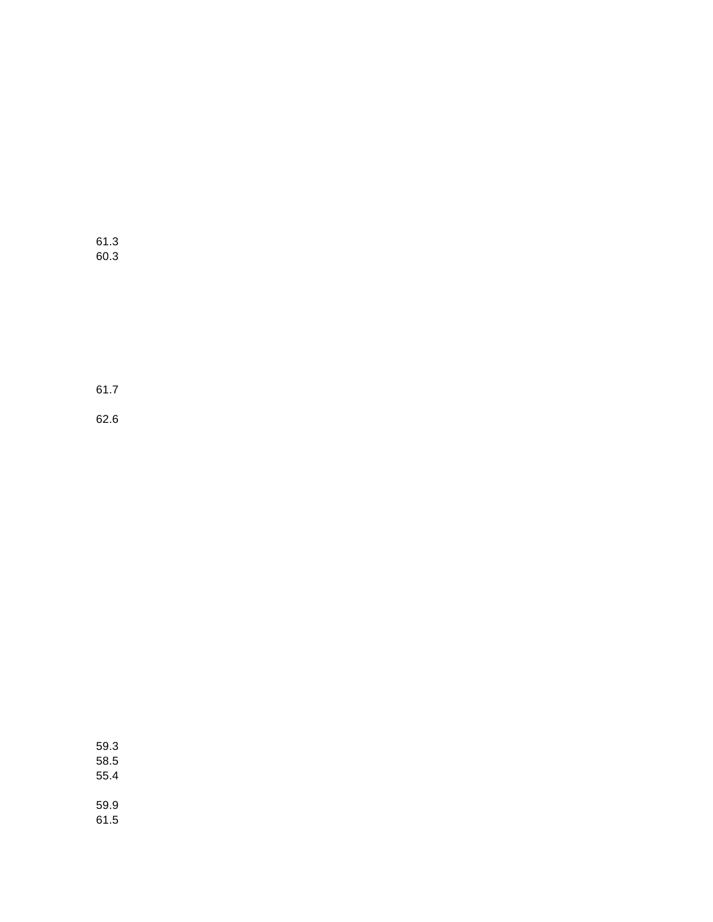61.3
60.3

61.7

62.6

59.3
58.5
55.4

59.9
61.5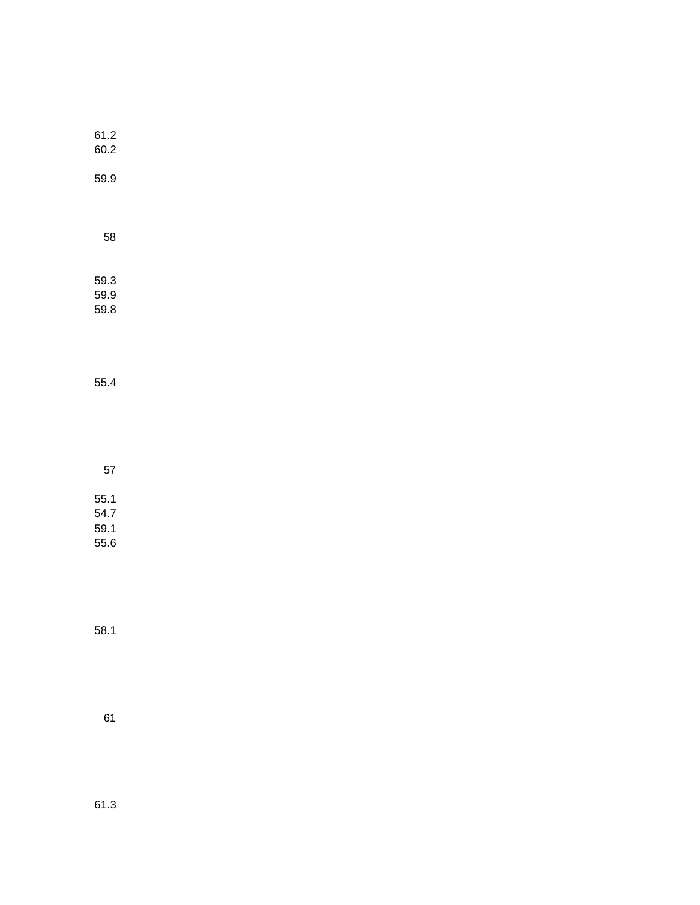61.2
60.2

59.9

58

59.3
59.9
59.8

55.4

57

55.1
54.7
59.1
55.6

58.1

61

61.3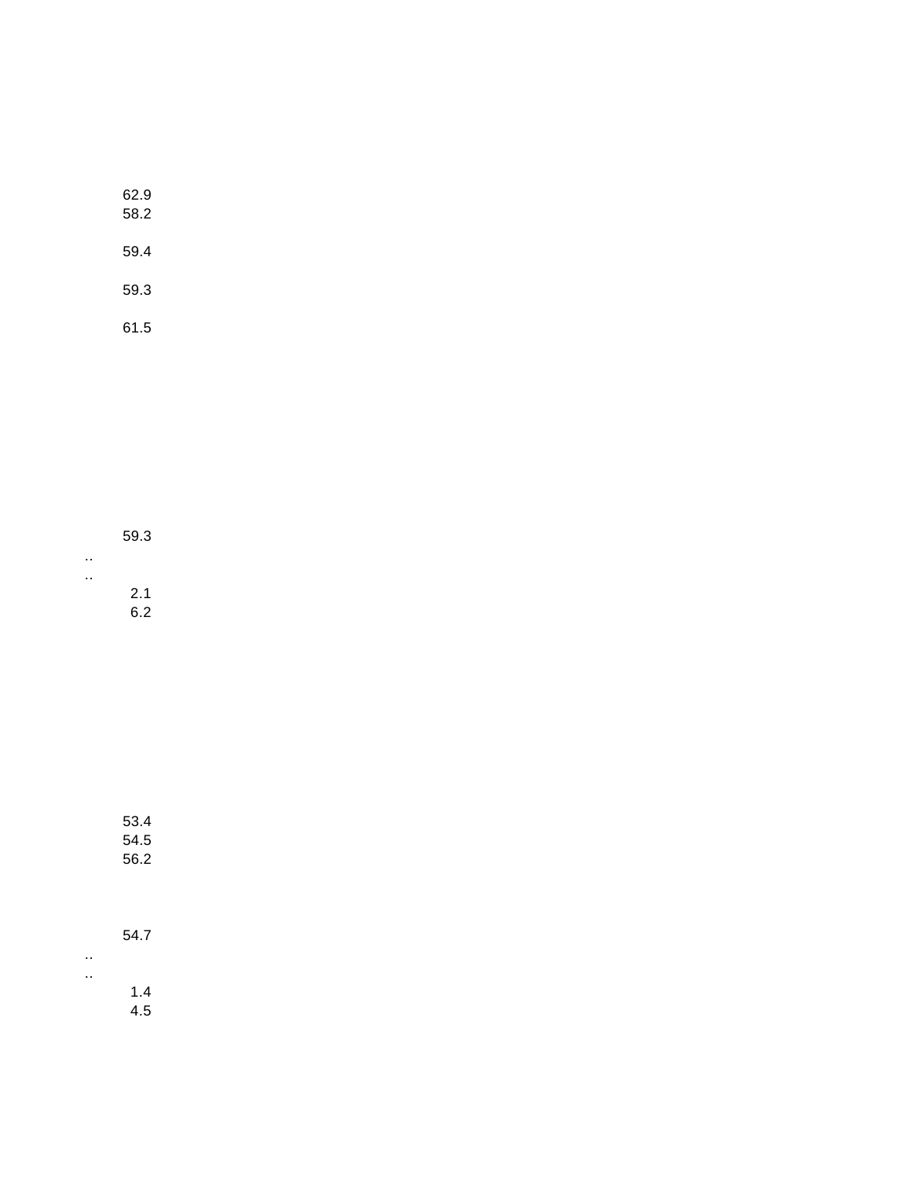62.9
58.2

59.4

59.3

61.5

59.3
..
..
2.1
6.2

53.4
54.5
56.2

54.7
..
..
1.4
4.5